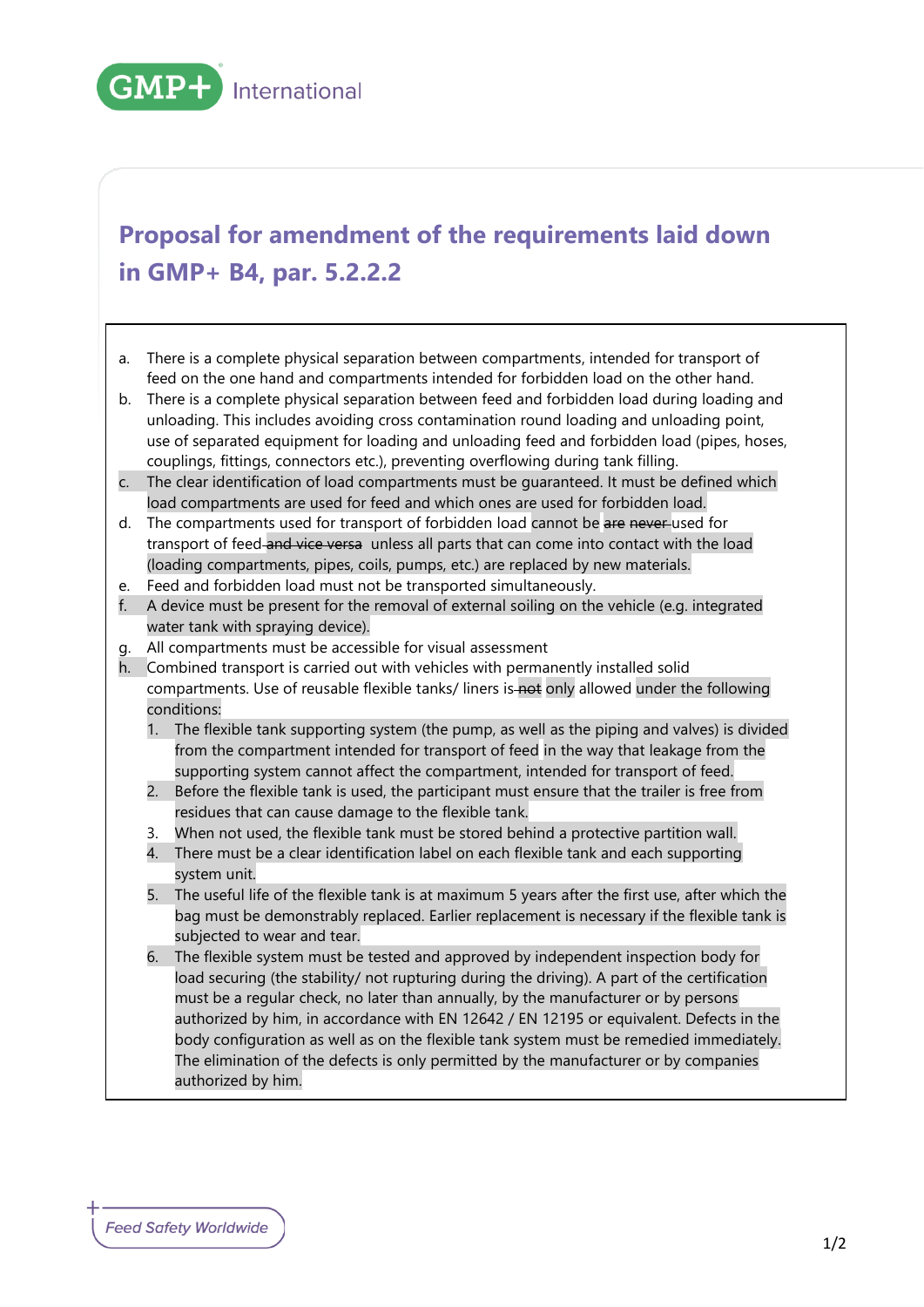# Proposal for amendment of the requirements laid down in GMP+ B4, par. 5.2.2.2

a. There is a complete physical separation between compartments, intended for transport of feed on the one hand and compartments intended for forbidden load on the other hand.

b. There is a complete physical separation between feed and forbidden load during loading and unloading. This includes avoiding cross contamination round loading and unloading point, use of separated equipment for loading and unloading feed and forbidden load (pipes, hoses, couplings, fittings, connectors etc.), preventing overflowing during tank filling.

c. The clear identification of load compartments must be guaranteed. It must be defined which load compartments are used for feed and which ones are used for forbidden load.

d. The compartments used for transport of forbidden load cannot be ~~are never~~ used for transport of feed ~~and vice versa~~ unless all parts that can come into contact with the load (loading compartments, pipes, coils, pumps, etc.) are replaced by new materials.

e. Feed and forbidden load must not be transported simultaneously.

f. A device must be present for the removal of external soiling on the vehicle (e.g. integrated water tank with spraying device).

g. All compartments must be accessible for visual assessment

h. Combined transport is carried out with vehicles with permanently installed solid compartments. Use of reusable flexible tanks/ liners is ~~not~~ only allowed under the following conditions:

1. The flexible tank supporting system (the pump, as well as the piping and valves) is divided from the compartment intended for transport of feed in the way that leakage from the supporting system cannot affect the compartment, intended for transport of feed.
2. Before the flexible tank is used, the participant must ensure that the trailer is free from residues that can cause damage to the flexible tank.
3. When not used, the flexible tank must be stored behind a protective partition wall.
4. There must be a clear identification label on each flexible tank and each supporting system unit.
5. The useful life of the flexible tank is at maximum 5 years after the first use, after which the bag must be demonstrably replaced. Earlier replacement is necessary if the flexible tank is subjected to wear and tear.
6. The flexible system must be tested and approved by independent inspection body for load securing (the stability/ not rupturing during the driving). A part of the certification must be a regular check, no later than annually, by the manufacturer or by persons authorized by him, in accordance with EN 12642 / EN 12195 or equivalent. Defects in the body configuration as well as on the flexible tank system must be remedied immediately. The elimination of the defects is only permitted by the manufacturer or by companies authorized by him.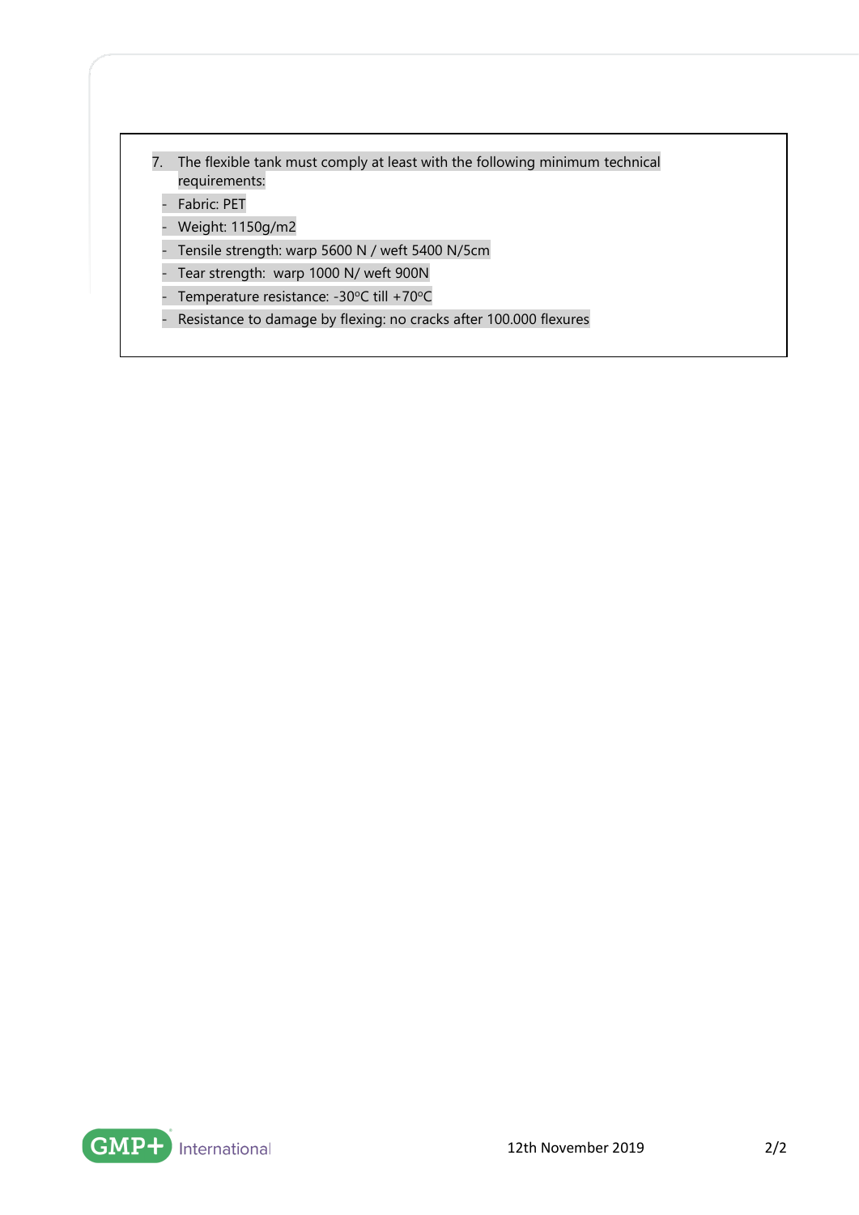7. The flexible tank must comply at least with the following minimum technical requirements:

- Fabric: PET
- Weight: 1150g/m2
- Tensile strength: warp 5600 N / weft 5400 N/5cm
- Tear strength: warp 1000 N/ weft 900N
- Temperature resistance: -30ºC till +70ºC
- Resistance to damage by flexing: no cracks after 100.000 flexures